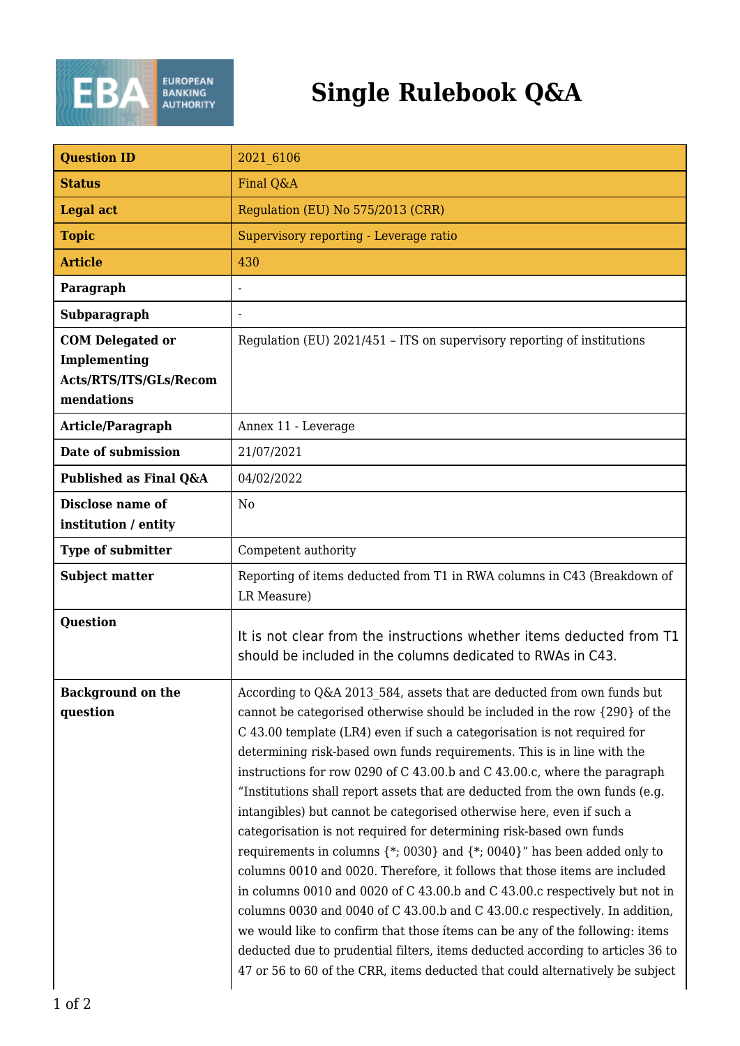# Single Rulebook Q&A

| Question ID | 2021_6106 |
|---|---|
| Status | Final Q&A |
| Legal act | Regulation (EU) No 575/2013 (CRR) |
| Topic | Supervisory reporting - Leverage ratio |
| Article | 430 |
| Paragraph | - |
| Subparagraph | - |
| COM Delegated or Implementing Acts/RTS/ITS/GLs/Recommendations | Regulation (EU) 2021/451 – ITS on supervisory reporting of institutions |
| Article/Paragraph | Annex 11 - Leverage |
| Date of submission | 21/07/2021 |
| Published as Final Q&A | 04/02/2022 |
| Disclose name of institution / entity | No |
| Type of submitter | Competent authority |
| Subject matter | Reporting of items deducted from T1 in RWA columns in C43 (Breakdown of LR Measure) |
| Question | It is not clear from the instructions whether items deducted from T1 should be included in the columns dedicated to RWAs in C43. |
| Background on the question | According to Q&A 2013_584, assets that are deducted from own funds but cannot be categorised otherwise should be included in the row {290} of the C 43.00 template (LR4) even if such a categorisation is not required for determining risk-based own funds requirements. This is in line with the instructions for row 0290 of C 43.00.b and C 43.00.c, where the paragraph "Institutions shall report assets that are deducted from the own funds (e.g. intangibles) but cannot be categorised otherwise here, even if such a categorisation is not required for determining risk-based own funds requirements in columns {*; 0030} and {*; 0040}" has been added only to columns 0010 and 0020. Therefore, it follows that those items are included in columns 0010 and 0020 of C 43.00.b and C 43.00.c respectively but not in columns 0030 and 0040 of C 43.00.b and C 43.00.c respectively. In addition, we would like to confirm that those ítems can be any of the following: items deducted due to prudential filters, items deducted according to articles 36 to 47 or 56 to 60 of the CRR, items deducted that could alternatively be subject |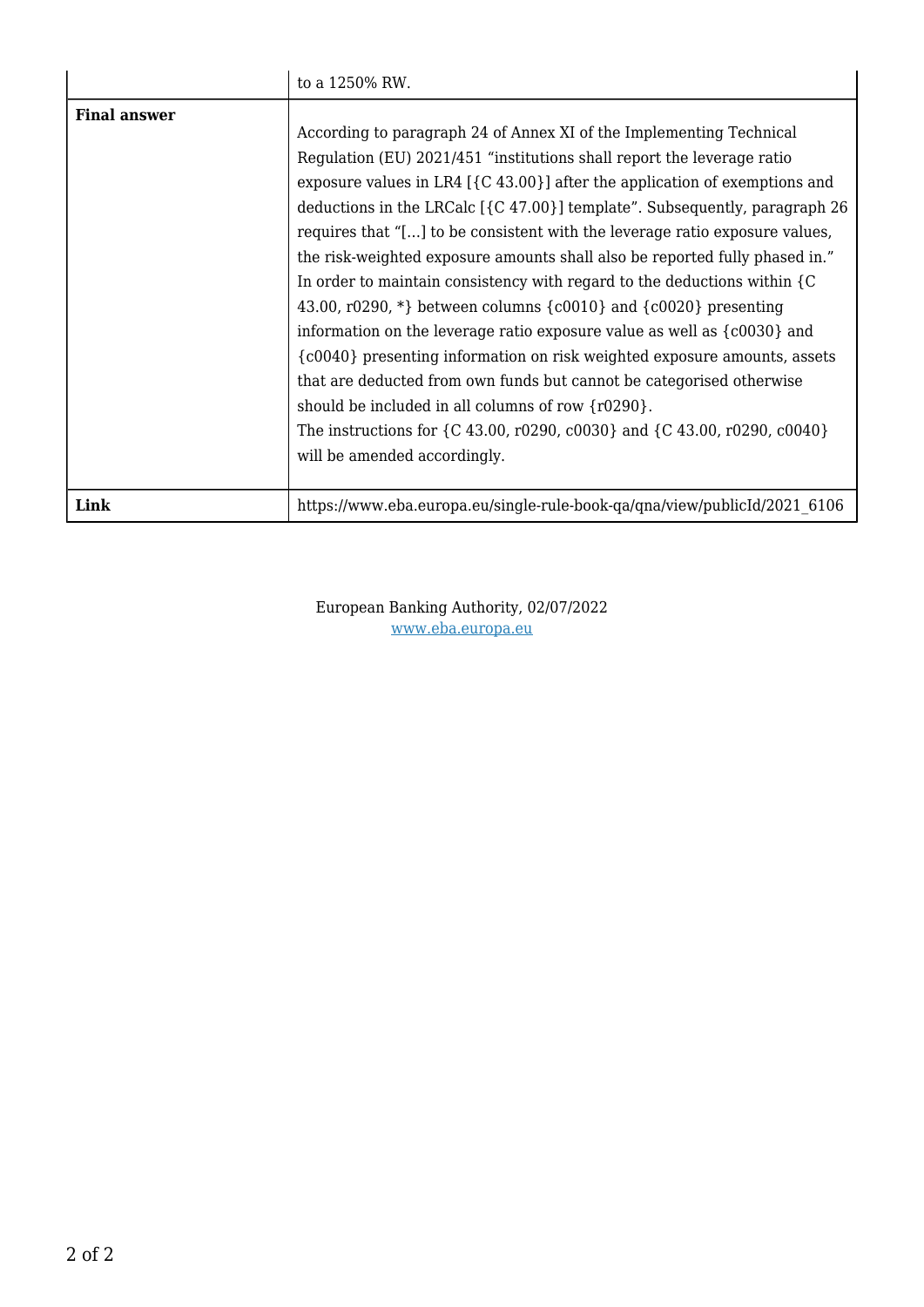| | |
|---|---|
| | to a 1250% RW. |
| **Final answer** | According to paragraph 24 of Annex XI of the Implementing Technical Regulation (EU) 2021/451 "institutions shall report the leverage ratio exposure values in LR4 [{C 43.00}] after the application of exemptions and deductions in the LRCalc [{C 47.00}] template". Subsequently, paragraph 26 requires that "[...] to be consistent with the leverage ratio exposure values, the risk-weighted exposure amounts shall also be reported fully phased in." In order to maintain consistency with regard to the deductions within {C 43.00, r0290, *} between columns {c0010} and {c0020} presenting information on the leverage ratio exposure value as well as {c0030} and {c0040} presenting information on risk weighted exposure amounts, assets that are deducted from own funds but cannot be categorised otherwise should be included in all columns of row {r0290}. The instructions for {C 43.00, r0290, c0030} and {C 43.00, r0290, c0040} will be amended accordingly. |
| **Link** | https://www.eba.europa.eu/single-rule-book-qa/qna/view/publicId/2021_6106 |

European Banking Authority, 02/07/2022
www.eba.europa.eu